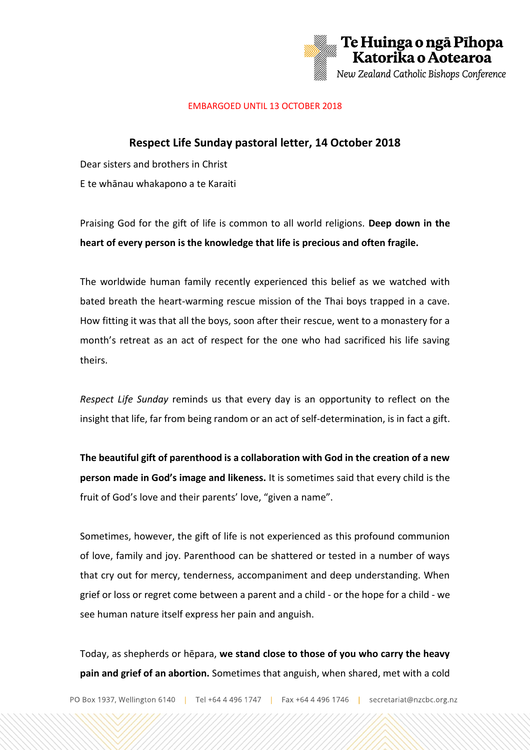Te Huinga o ngā Pīhopa Katorika o Aotearoa
*New Zealand Catholic Bishops Conference*

EMBARGOED UNTIL 13 OCTOBER 2018

## Respect Life Sunday pastoral letter, 14 October 2018

Dear sisters and brothers in Christ

E te whānau whakapono a te Karaiti

Praising God for the gift of life is common to all world religions. **Deep down in the heart of every person is the knowledge that life is precious and often fragile.**

The worldwide human family recently experienced this belief as we watched with bated breath the heart-warming rescue mission of the Thai boys trapped in a cave. How fitting it was that all the boys, soon after their rescue, went to a monastery for a month's retreat as an act of respect for the one who had sacrificed his life saving theirs.

*Respect Life Sunday* reminds us that every day is an opportunity to reflect on the insight that life, far from being random or an act of self-determination, is in fact a gift.

**The beautiful gift of parenthood is a collaboration with God in the creation of a new person made in God's image and likeness.** It is sometimes said that every child is the fruit of God's love and their parents' love, "given a name".

Sometimes, however, the gift of life is not experienced as this profound communion of love, family and joy. Parenthood can be shattered or tested in a number of ways that cry out for mercy, tenderness, accompaniment and deep understanding. When grief or loss or regret come between a parent and a child - or the hope for a child - we see human nature itself express her pain and anguish.

Today, as shepherds or hēpara, **we stand close to those of you who carry the heavy pain and grief of an abortion.** Sometimes that anguish, when shared, met with a cold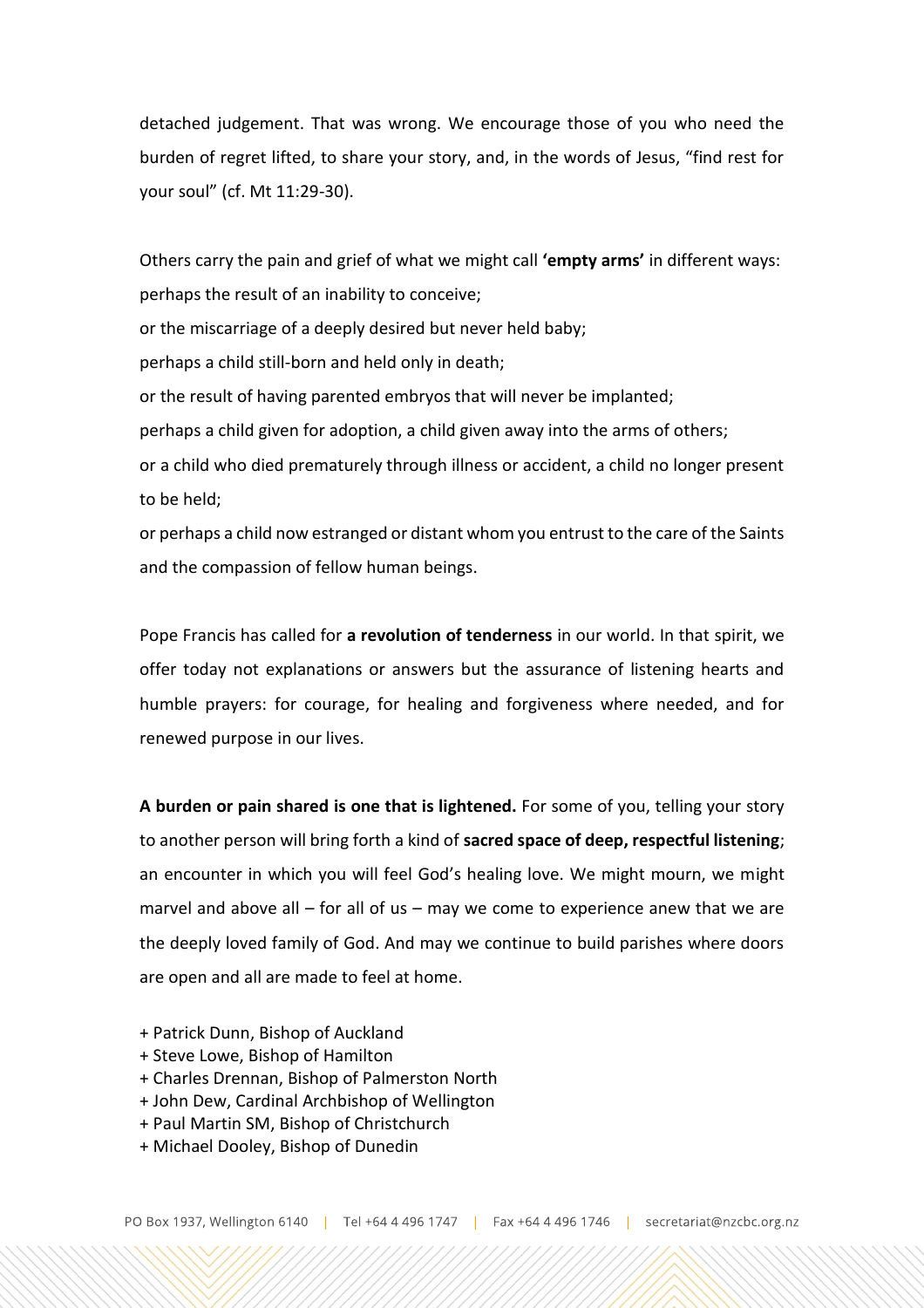detached judgement. That was wrong. We encourage those of you who need the burden of regret lifted, to share your story, and, in the words of Jesus, "find rest for your soul" (cf. Mt 11:29-30).

Others carry the pain and grief of what we might call **'empty arms'** in different ways:
perhaps the result of an inability to conceive;
or the miscarriage of a deeply desired but never held baby;
perhaps a child still-born and held only in death;
or the result of having parented embryos that will never be implanted;
perhaps a child given for adoption, a child given away into the arms of others;
or a child who died prematurely through illness or accident, a child no longer present to be held;
or perhaps a child now estranged or distant whom you entrust to the care of the Saints and the compassion of fellow human beings.

Pope Francis has called for **a revolution of tenderness** in our world. In that spirit, we offer today not explanations or answers but the assurance of listening hearts and humble prayers: for courage, for healing and forgiveness where needed, and for renewed purpose in our lives.

**A burden or pain shared is one that is lightened.** For some of you, telling your story to another person will bring forth a kind of **sacred space of deep, respectful listening**; an encounter in which you will feel God's healing love. We might mourn, we might marvel and above all – for all of us – may we come to experience anew that we are the deeply loved family of God. And may we continue to build parishes where doors are open and all are made to feel at home.

+ Patrick Dunn, Bishop of Auckland
+ Steve Lowe, Bishop of Hamilton
+ Charles Drennan, Bishop of Palmerston North
+ John Dew, Cardinal Archbishop of Wellington
+ Paul Martin SM, Bishop of Christchurch
+ Michael Dooley, Bishop of Dunedin

PO Box 1937, Wellington 6140 | Tel +64 4 496 1747 | Fax +64 4 496 1746 | secretariat@nzcbc.org.nz